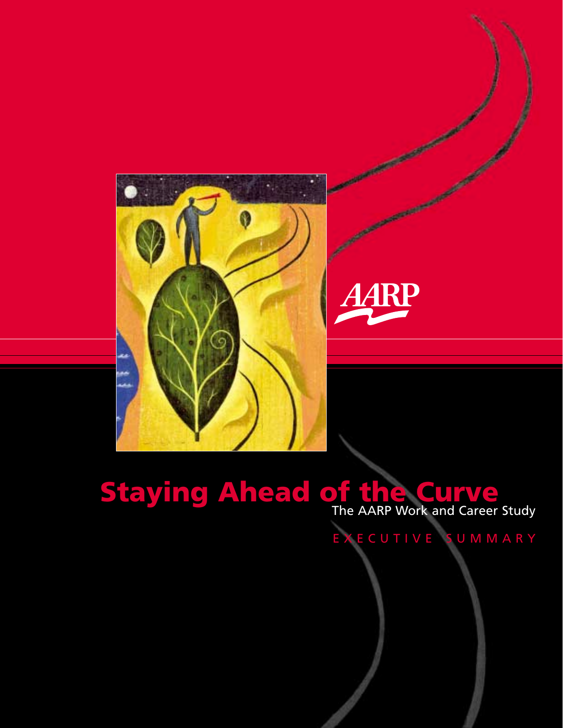AARP

# Staying Ahead of the Curve

## The AARP Work and Career Study

EXECUTIVE SUMMARY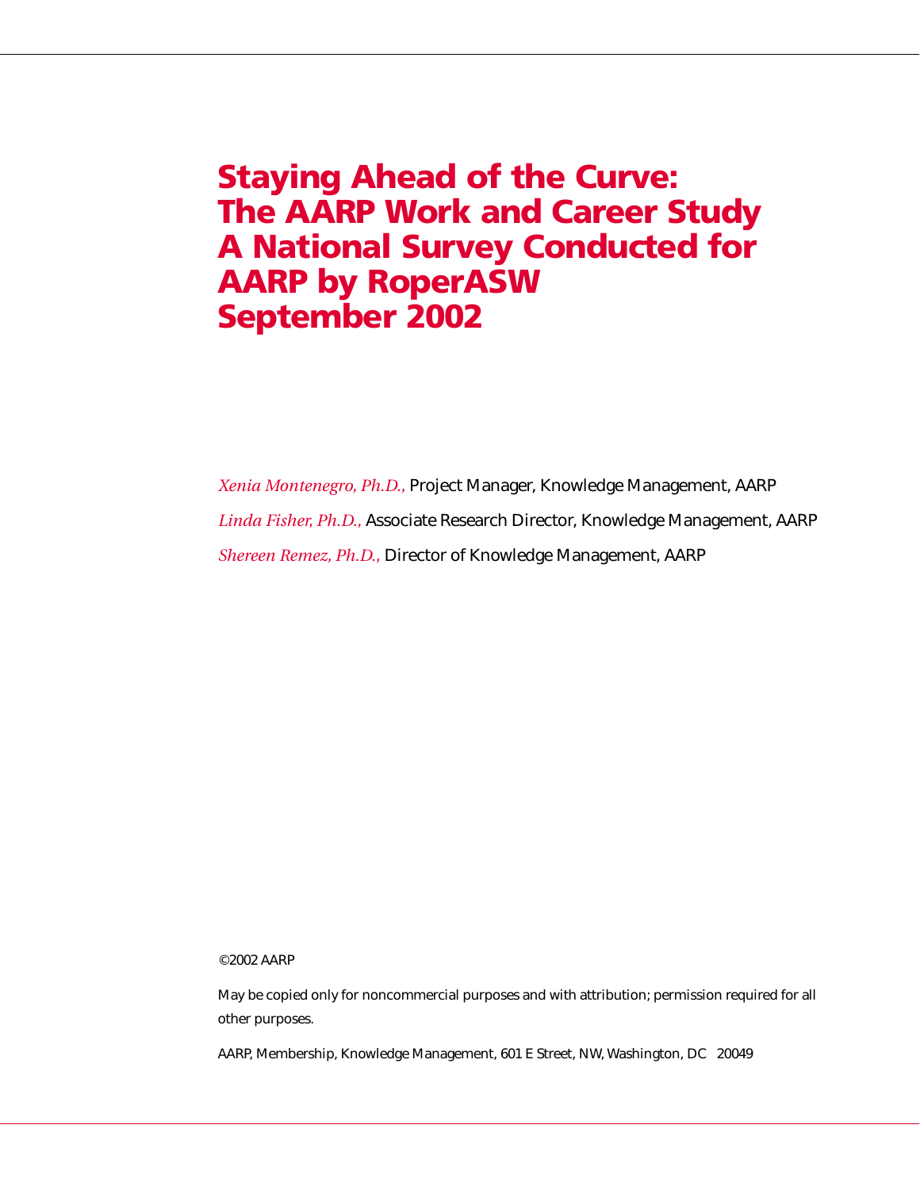# Staying Ahead of the Curve: The AARP Work and Career Study A National Survey Conducted for AARP by RoperASW September 2002

*Xenia Montenegro, Ph.D.,* Project Manager, Knowledge Management, AARP

*Linda Fisher, Ph.D.,* Associate Research Director, Knowledge Management, AARP

*Shereen Remez, Ph.D.,* Director of Knowledge Management, AARP

©2002 AARP

May be copied only for noncommercial purposes and with attribution; permission required for all other purposes.

AARP, Membership, Knowledge Management, 601 E Street, NW, Washington, DC 20049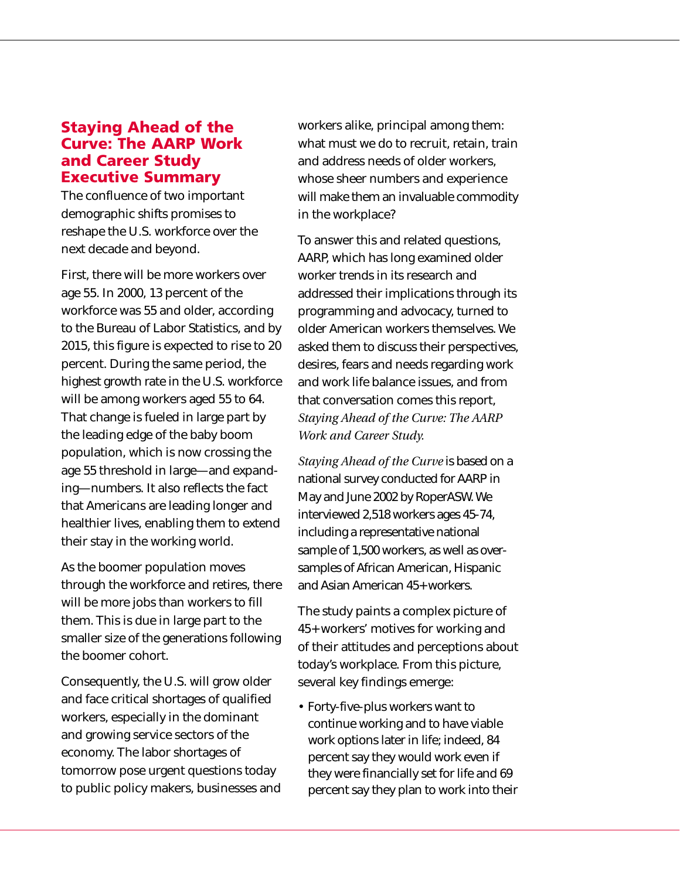## Staying Ahead of the Curve: The AARP Work and Career Study Executive Summary

The confluence of two important demographic shifts promises to reshape the U.S. workforce over the next decade and beyond.

First, there will be more workers over age 55. In 2000, 13 percent of the workforce was 55 and older, according to the Bureau of Labor Statistics, and by 2015, this figure is expected to rise to 20 percent. During the same period, the highest growth rate in the U.S. workforce will be among workers aged 55 to 64. That change is fueled in large part by the leading edge of the baby boom population, which is now crossing the age 55 threshold in large—and expanding—numbers. It also reflects the fact that Americans are leading longer and healthier lives, enabling them to extend their stay in the working world.

As the boomer population moves through the workforce and retires, there will be more jobs than workers to fill them. This is due in large part to the smaller size of the generations following the boomer cohort.

Consequently, the U.S. will grow older and face critical shortages of qualified workers, especially in the dominant and growing service sectors of the economy. The labor shortages of tomorrow pose urgent questions today to public policy makers, businesses and workers alike, principal among them: what must we do to recruit, retain, train and address needs of older workers, whose sheer numbers and experience will make them an invaluable commodity in the workplace?

To answer this and related questions, AARP, which has long examined older worker trends in its research and addressed their implications through its programming and advocacy, turned to older American workers themselves. We asked them to discuss their perspectives, desires, fears and needs regarding work and work life balance issues, and from that conversation comes this report, *Staying Ahead of the Curve: The AARP Work and Career Study.*

*Staying Ahead of the Curve* is based on a national survey conducted for AARP in May and June 2002 by RoperASW. We interviewed 2,518 workers ages 45-74, including a representative national sample of 1,500 workers, as well as oversamples of African American, Hispanic and Asian American 45+ workers.

The study paints a complex picture of 45+ workers' motives for working and of their attitudes and perceptions about today's workplace. From this picture, several key findings emerge:

- Forty-five-plus workers want to continue working and to have viable work options later in life; indeed, 84 percent say they would work even if they were financially set for life and 69 percent say they plan to work into their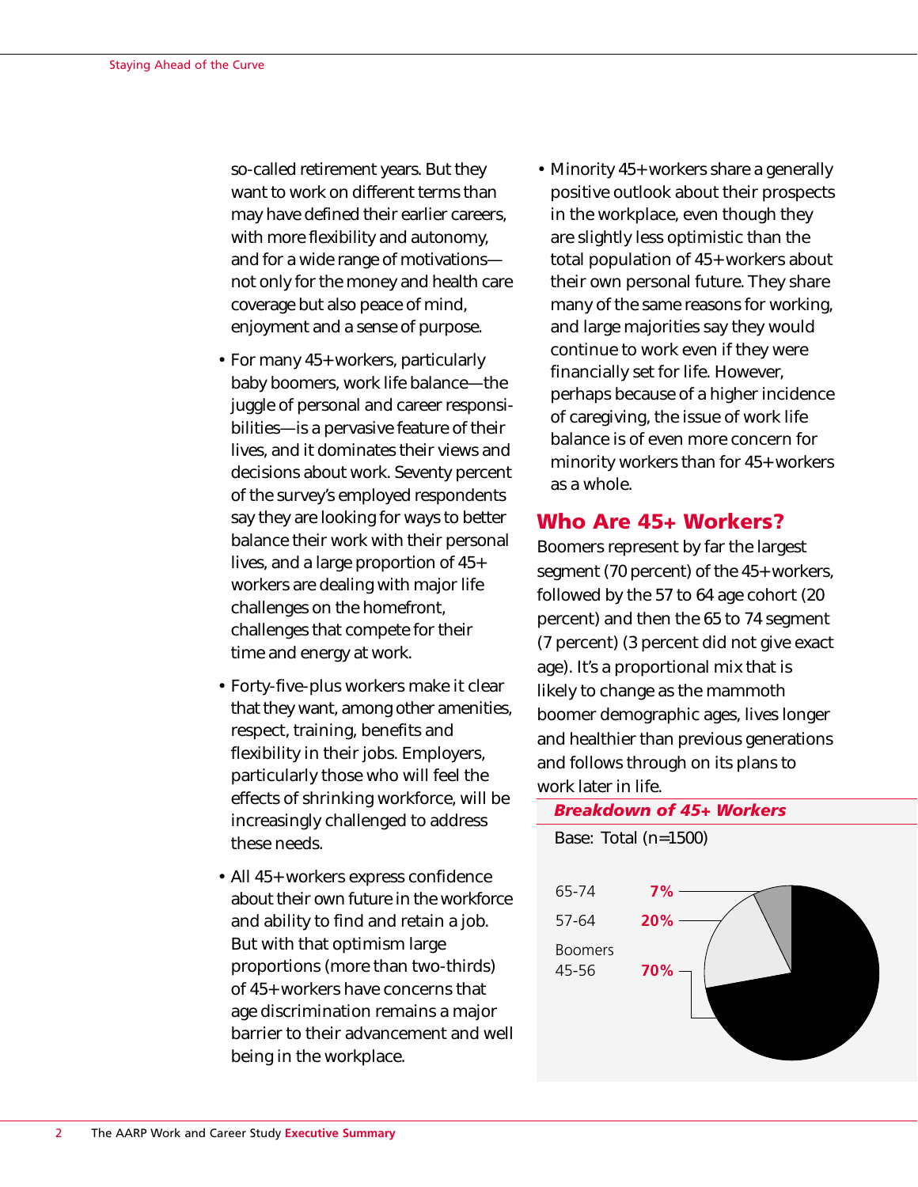so-called retirement years. But they want to work on different terms than may have defined their earlier careers, with more flexibility and autonomy, and for a wide range of motivations—not only for the money and health care coverage but also peace of mind, enjoyment and a sense of purpose.

- For many 45+ workers, particularly baby boomers, work life balance—the juggle of personal and career responsibilities—is a pervasive feature of their lives, and it dominates their views and decisions about work. Seventy percent of the survey's employed respondents say they are looking for ways to better balance their work with their personal lives, and a large proportion of 45+ workers are dealing with major life challenges on the homefront, challenges that compete for their time and energy at work.
- Forty-five-plus workers make it clear that they want, among other amenities, respect, training, benefits and flexibility in their jobs. Employers, particularly those who will feel the effects of shrinking workforce, will be increasingly challenged to address these needs.
- All 45+ workers express confidence about their own future in the workforce and ability to find and retain a job. But with that optimism large proportions (more than two-thirds) of 45+ workers have concerns that age discrimination remains a major barrier to their advancement and well being in the workplace.
- Minority 45+ workers share a generally positive outlook about their prospects in the workplace, even though they are slightly less optimistic than the total population of 45+ workers about their own personal future. They share many of the same reasons for working, and large majorities say they would continue to work even if they were financially set for life. However, perhaps because of a higher incidence of caregiving, the issue of work life balance is of even more concern for minority workers than for 45+ workers as a whole.

## Who Are 45+ Workers?

Boomers represent by far the largest segment (70 percent) of the 45+ workers, followed by the 57 to 64 age cohort (20 percent) and then the 65 to 74 segment (7 percent) (3 percent did not give exact age). It's a proportional mix that is likely to change as the mammoth boomer demographic ages, lives longer and healthier than previous generations and follows through on its plans to work later in life.

***Breakdown of 45+ Workers***

Base: Total (n=1500)

| Age group | Percent |
|---|---|
| 65-74 | 7% |
| 57-64 | 20% |
| Boomers 45-56 | 70% |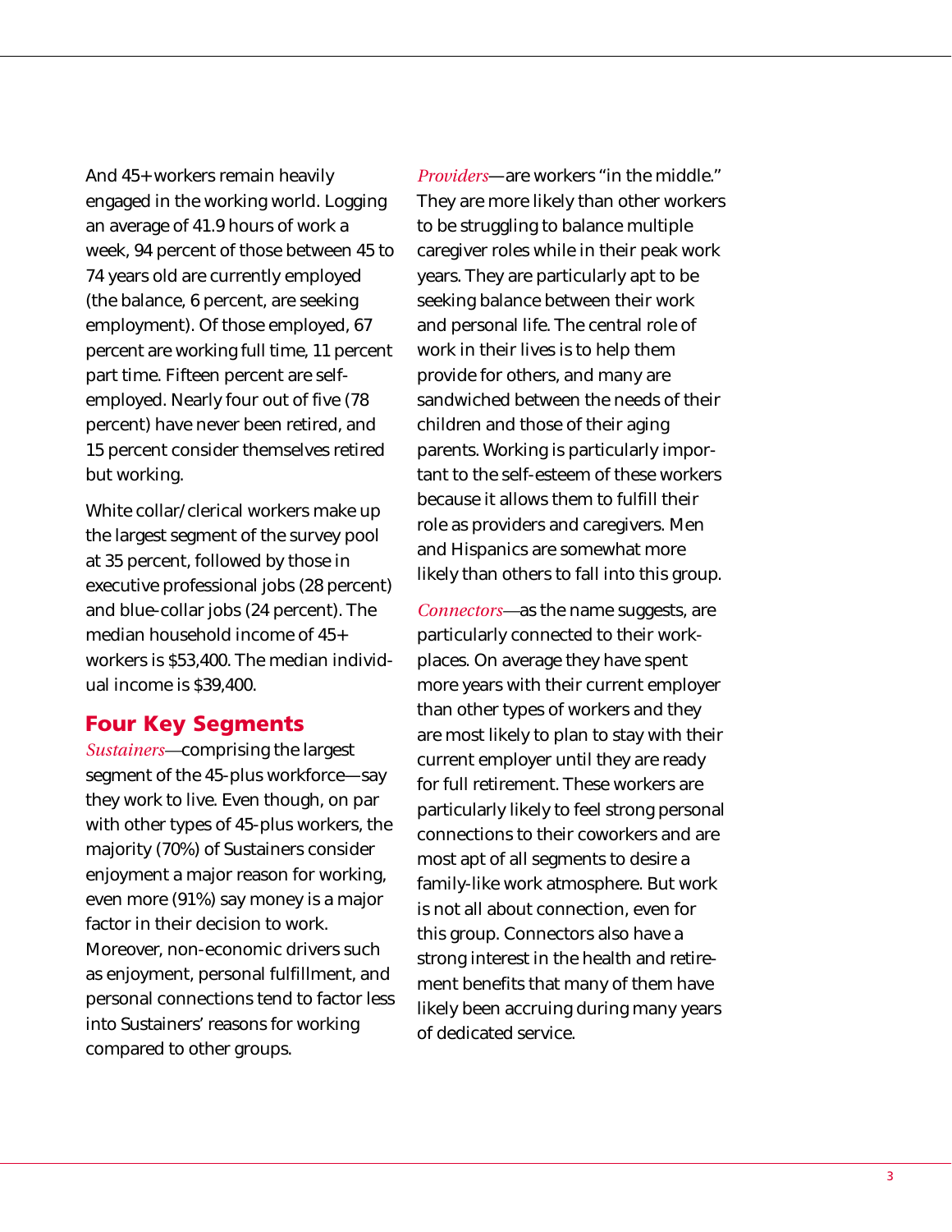And 45+ workers remain heavily engaged in the working world. Logging an average of 41.9 hours of work a week, 94 percent of those between 45 to 74 years old are currently employed (the balance, 6 percent, are seeking employment). Of those employed, 67 percent are working full time, 11 percent part time. Fifteen percent are self-employed. Nearly four out of five (78 percent) have never been retired, and 15 percent consider themselves retired but working.

White collar/clerical workers make up the largest segment of the survey pool at 35 percent, followed by those in executive professional jobs (28 percent) and blue-collar jobs (24 percent). The median household income of 45+ workers is $53,400. The median individual income is $39,400.

## Four Key Segments

*Sustainers*—comprising the largest segment of the 45-plus workforce—say they work to live. Even though, on par with other types of 45-plus workers, the majority (70%) of Sustainers consider enjoyment a major reason for working, even more (91%) say money is a major factor in their decision to work. Moreover, non-economic drivers such as enjoyment, personal fulfillment, and personal connections tend to factor less into Sustainers' reasons for working compared to other groups.

*Providers*—are workers "in the middle." They are more likely than other workers to be struggling to balance multiple caregiver roles while in their peak work years. They are particularly apt to be seeking balance between their work and personal life. The central role of work in their lives is to help them provide for others, and many are sandwiched between the needs of their children and those of their aging parents. Working is particularly important to the self-esteem of these workers because it allows them to fulfill their role as providers and caregivers. Men and Hispanics are somewhat more likely than others to fall into this group.

*Connectors*—as the name suggests, are particularly connected to their workplaces. On average they have spent more years with their current employer than other types of workers and they are most likely to plan to stay with their current employer until they are ready for full retirement. These workers are particularly likely to feel strong personal connections to their coworkers and are most apt of all segments to desire a family-like work atmosphere. But work is not all about connection, even for this group. Connectors also have a strong interest in the health and retirement benefits that many of them have likely been accruing during many years of dedicated service.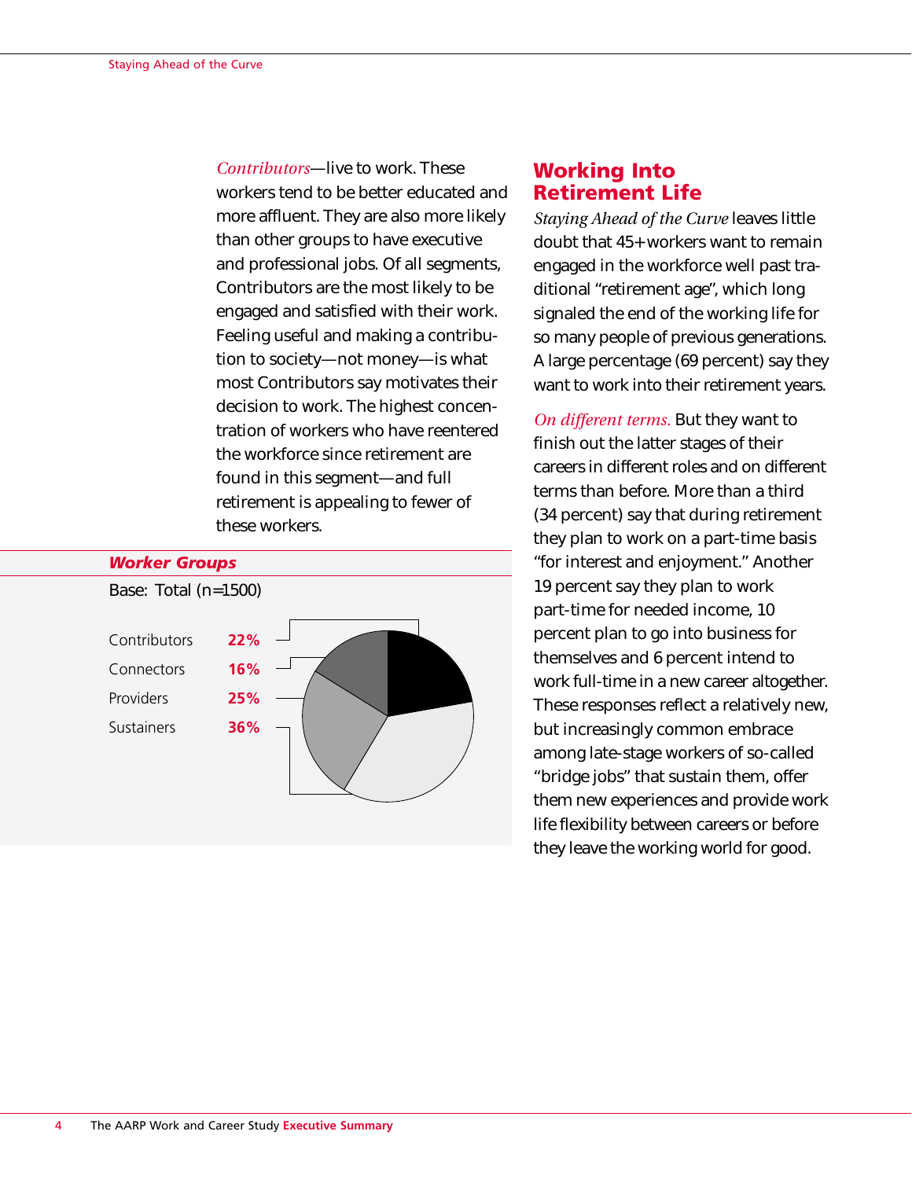*Contributors*—live to work. These workers tend to be better educated and more affluent. They are also more likely than other groups to have executive and professional jobs. Of all segments, Contributors are the most likely to be engaged and satisfied with their work. Feeling useful and making a contribution to society—not money—is what most Contributors say motivates their decision to work. The highest concentration of workers who have reentered the workforce since retirement are found in this segment—and full retirement is appealing to fewer of these workers.

***Worker Groups***

Base: Total (n=1500)

| Group | Percent |
|---|---|
| Contributors | **22%** |
| Connectors | **16%** |
| Providers | **25%** |
| Sustainers | **36%** |

## Working Into Retirement Life

*Staying Ahead of the Curve* leaves little doubt that 45+ workers want to remain engaged in the workforce well past traditional "retirement age", which long signaled the end of the working life for so many people of previous generations. A large percentage (69 percent) say they want to work into their retirement years.

*On different terms.* But they want to finish out the latter stages of their careers in different roles and on different terms than before. More than a third (34 percent) say that during retirement they plan to work on a part-time basis "for interest and enjoyment." Another 19 percent say they plan to work part-time for needed income, 10 percent plan to go into business for themselves and 6 percent intend to work full-time in a new career altogether. These responses reflect a relatively new, but increasingly common embrace among late-stage workers of so-called "bridge jobs" that sustain them, offer them new experiences and provide work life flexibility between careers or before they leave the working world for good.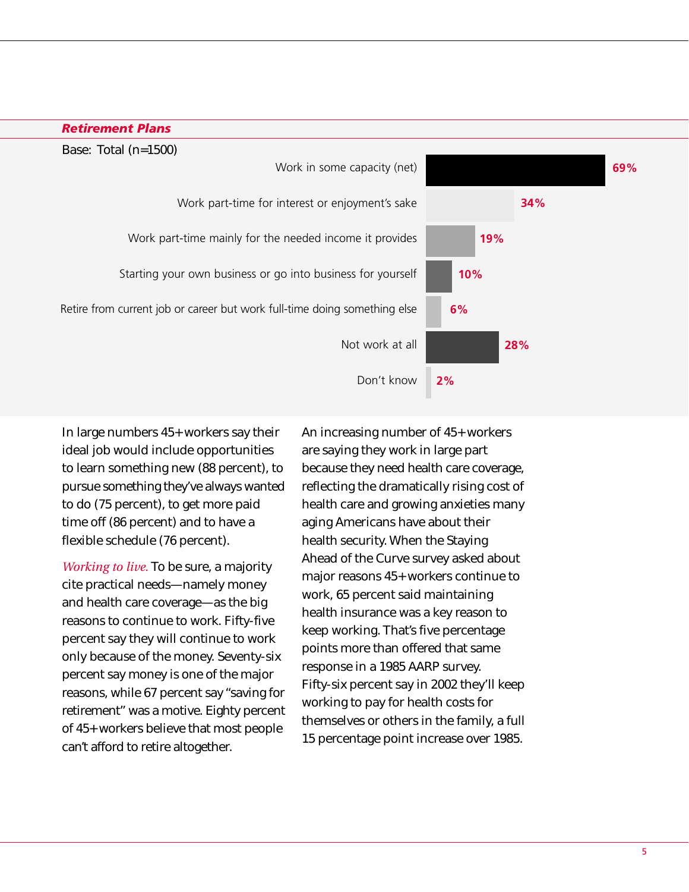### *Retirement Plans*

Base: Total (n=1500)

| Response | Percent |
|---|---|
| Work in some capacity (net) | 69% |
| Work part-time for interest or enjoyment's sake | 34% |
| Work part-time mainly for the needed income it provides | 19% |
| Starting your own business or go into business for yourself | 10% |
| Retire from current job or career but work full-time doing something else | 6% |
| Not work at all | 28% |
| Don't know | 2% |

In large numbers 45+ workers say their ideal job would include opportunities to learn something new (88 percent), to pursue something they've always wanted to do (75 percent), to get more paid time off (86 percent) and to have a flexible schedule (76 percent).

*Working to live.* To be sure, a majority cite practical needs—namely money and health care coverage—as the big reasons to continue to work. Fifty-five percent say they will continue to work only because of the money. Seventy-six percent say money is one of the major reasons, while 67 percent say "saving for retirement" was a motive. Eighty percent of 45+ workers believe that most people can't afford to retire altogether.

An increasing number of 45+ workers are saying they work in large part because they need health care coverage, reflecting the dramatically rising cost of health care and growing anxieties many aging Americans have about their health security. When the Staying Ahead of the Curve survey asked about major reasons 45+ workers continue to work, 65 percent said maintaining health insurance was a key reason to keep working. That's five percentage points more than offered that same response in a 1985 AARP survey. Fifty-six percent say in 2002 they'll keep working to pay for health costs for themselves or others in the family, a full 15 percentage point increase over 1985.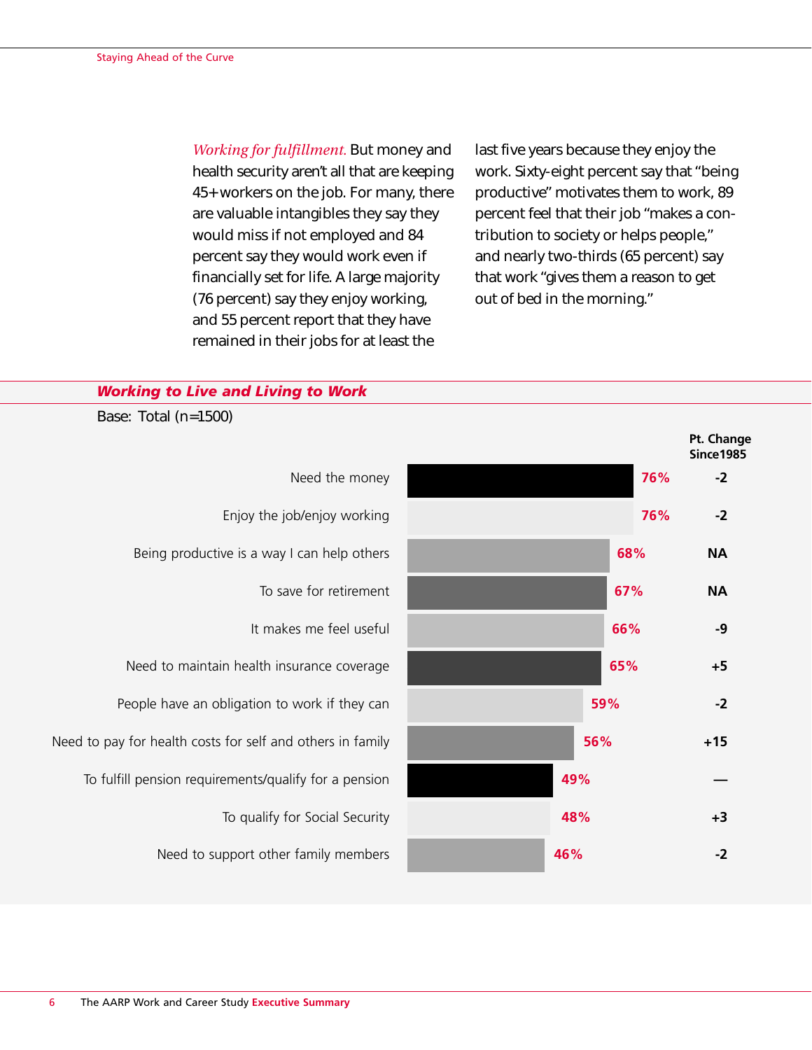*Working for fulfillment.* But money and health security aren't all that are keeping 45+ workers on the job. For many, there are valuable intangibles they say they would miss if not employed and 84 percent say they would work even if financially set for life. A large majority (76 percent) say they enjoy working, and 55 percent report that they have remained in their jobs for at least the last five years because they enjoy the work. Sixty-eight percent say that "being productive" motivates them to work, 89 percent feel that their job "makes a contribution to society or helps people," and nearly two-thirds (65 percent) say that work "gives them a reason to get out of bed in the morning."

### *Working to Live and Living to Work*

Base: Total (n=1500)

| | | Pt. Change Since1985 |
|---|---|---|
| Need the money | 76% | -2 |
| Enjoy the job/enjoy working | 76% | -2 |
| Being productive is a way I can help others | 68% | NA |
| To save for retirement | 67% | NA |
| It makes me feel useful | 66% | -9 |
| Need to maintain health insurance coverage | 65% | +5 |
| People have an obligation to work if they can | 59% | -2 |
| Need to pay for health costs for self and others in family | 56% | +15 |
| To fulfill pension requirements/qualify for a pension | 49% | — |
| To qualify for Social Security | 48% | +3 |
| Need to support other family members | 46% | -2 |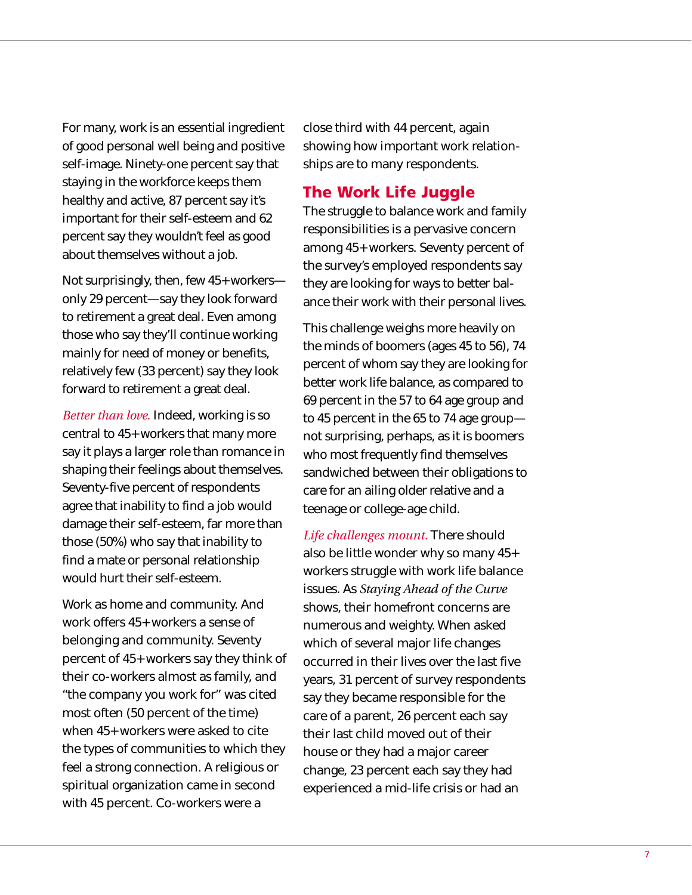For many, work is an essential ingredient of good personal well being and positive self-image. Ninety-one percent say that staying in the workforce keeps them healthy and active, 87 percent say it's important for their self-esteem and 62 percent say they wouldn't feel as good about themselves without a job.

Not surprisingly, then, few 45+ workers—only 29 percent—say they look forward to retirement a great deal. Even among those who say they'll continue working mainly for need of money or benefits, relatively few (33 percent) say they look forward to retirement a great deal.

*Better than love.* Indeed, working is so central to 45+ workers that many more say it plays a larger role than romance in shaping their feelings about themselves. Seventy-five percent of respondents agree that inability to find a job would damage their self-esteem, far more than those (50%) who say that inability to find a mate or personal relationship would hurt their self-esteem.

Work as home and community. And work offers 45+ workers a sense of belonging and community. Seventy percent of 45+ workers say they think of their co-workers almost as family, and "the company you work for" was cited most often (50 percent of the time) when 45+ workers were asked to cite the types of communities to which they feel a strong connection. A religious or spiritual organization came in second with 45 percent. Co-workers were a close third with 44 percent, again showing how important work relationships are to many respondents.

## The Work Life Juggle

The struggle to balance work and family responsibilities is a pervasive concern among 45+ workers. Seventy percent of the survey's employed respondents say they are looking for ways to better balance their work with their personal lives.

This challenge weighs more heavily on the minds of boomers (ages 45 to 56), 74 percent of whom say they are looking for better work life balance, as compared to 69 percent in the 57 to 64 age group and to 45 percent in the 65 to 74 age group—not surprising, perhaps, as it is boomers who most frequently find themselves sandwiched between their obligations to care for an ailing older relative and a teenage or college-age child.

*Life challenges mount.* There should also be little wonder why so many 45+ workers struggle with work life balance issues. As *Staying Ahead of the Curve* shows, their homefront concerns are numerous and weighty. When asked which of several major life changes occurred in their lives over the last five years, 31 percent of survey respondents say they became responsible for the care of a parent, 26 percent each say their last child moved out of their house or they had a major career change, 23 percent each say they had experienced a mid-life crisis or had an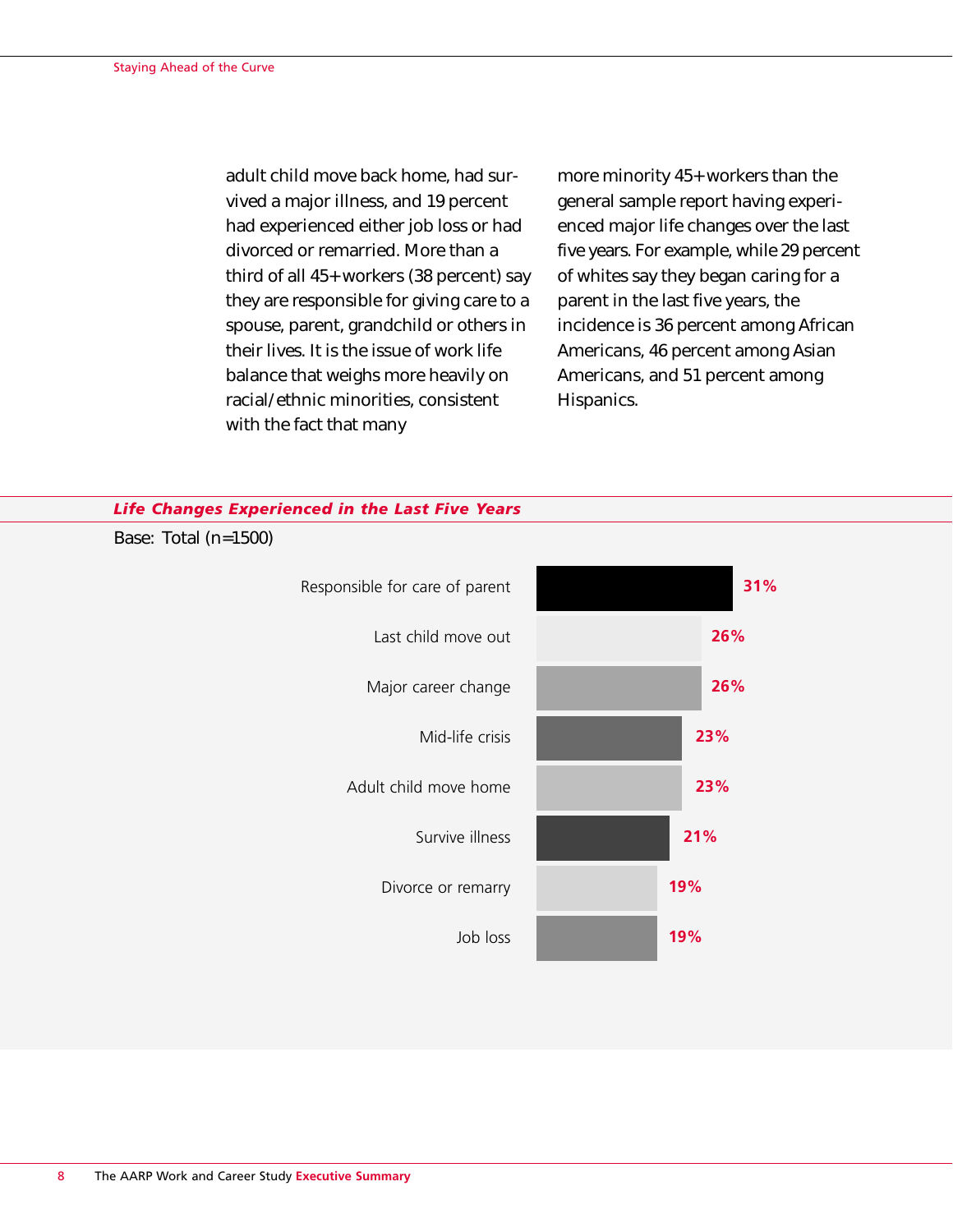adult child move back home, had survived a major illness, and 19 percent had experienced either job loss or had divorced or remarried. More than a third of all 45+ workers (38 percent) say they are responsible for giving care to a spouse, parent, grandchild or others in their lives. It is the issue of work life balance that weighs more heavily on racial/ethnic minorities, consistent with the fact that many more minority 45+ workers than the general sample report having experienced major life changes over the last five years. For example, while 29 percent of whites say they began caring for a parent in the last five years, the incidence is 36 percent among African Americans, 46 percent among Asian Americans, and 51 percent among Hispanics.

***Life Changes Experienced in the Last Five Years***

Base: Total (n=1500)

| Life Change | Percent |
|---|---|
| Responsible for care of parent | 31% |
| Last child move out | 26% |
| Major career change | 26% |
| Mid-life crisis | 23% |
| Adult child move home | 23% |
| Survive illness | 21% |
| Divorce or remarry | 19% |
| Job loss | 19% |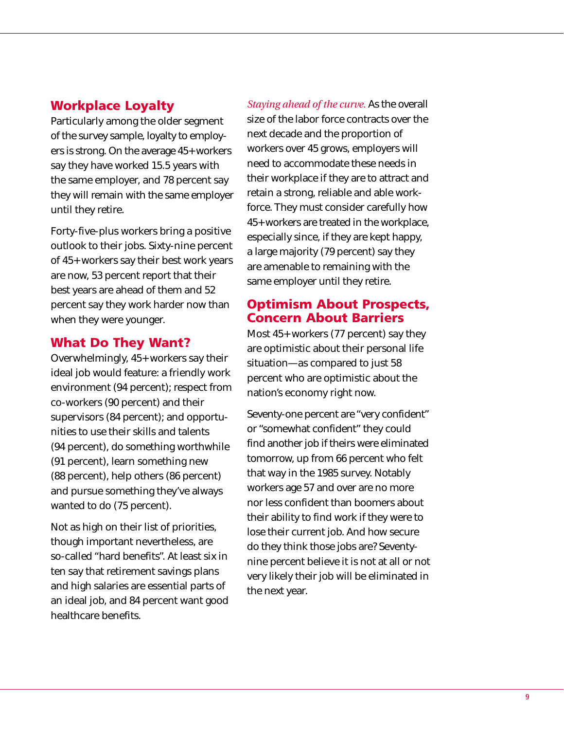## Workplace Loyalty

Particularly among the older segment of the survey sample, loyalty to employers is strong. On the average 45+ workers say they have worked 15.5 years with the same employer, and 78 percent say they will remain with the same employer until they retire.

Forty-five-plus workers bring a positive outlook to their jobs. Sixty-nine percent of 45+ workers say their best work years are now, 53 percent report that their best years are ahead of them and 52 percent say they work harder now than when they were younger.

## What Do They Want?

Overwhelmingly, 45+ workers say their ideal job would feature: a friendly work environment (94 percent); respect from co-workers (90 percent) and their supervisors (84 percent); and opportunities to use their skills and talents (94 percent), do something worthwhile (91 percent), learn something new (88 percent), help others (86 percent) and pursue something they've always wanted to do (75 percent).

Not as high on their list of priorities, though important nevertheless, are so-called "hard benefits". At least six in ten say that retirement savings plans and high salaries are essential parts of an ideal job, and 84 percent want good healthcare benefits.

*Staying ahead of the curve.* As the overall size of the labor force contracts over the next decade and the proportion of workers over 45 grows, employers will need to accommodate these needs in their workplace if they are to attract and retain a strong, reliable and able workforce. They must consider carefully how 45+ workers are treated in the workplace, especially since, if they are kept happy, a large majority (79 percent) say they are amenable to remaining with the same employer until they retire.

## Optimism About Prospects, Concern About Barriers

Most 45+ workers (77 percent) say they are optimistic about their personal life situation—as compared to just 58 percent who are optimistic about the nation's economy right now.

Seventy-one percent are "very confident" or "somewhat confident" they could find another job if theirs were eliminated tomorrow, up from 66 percent who felt that way in the 1985 survey. Notably workers age 57 and over are no more nor less confident than boomers about their ability to find work if they were to lose their current job. And how secure do they think those jobs are? Seventy-nine percent believe it is not at all or not very likely their job will be eliminated in the next year.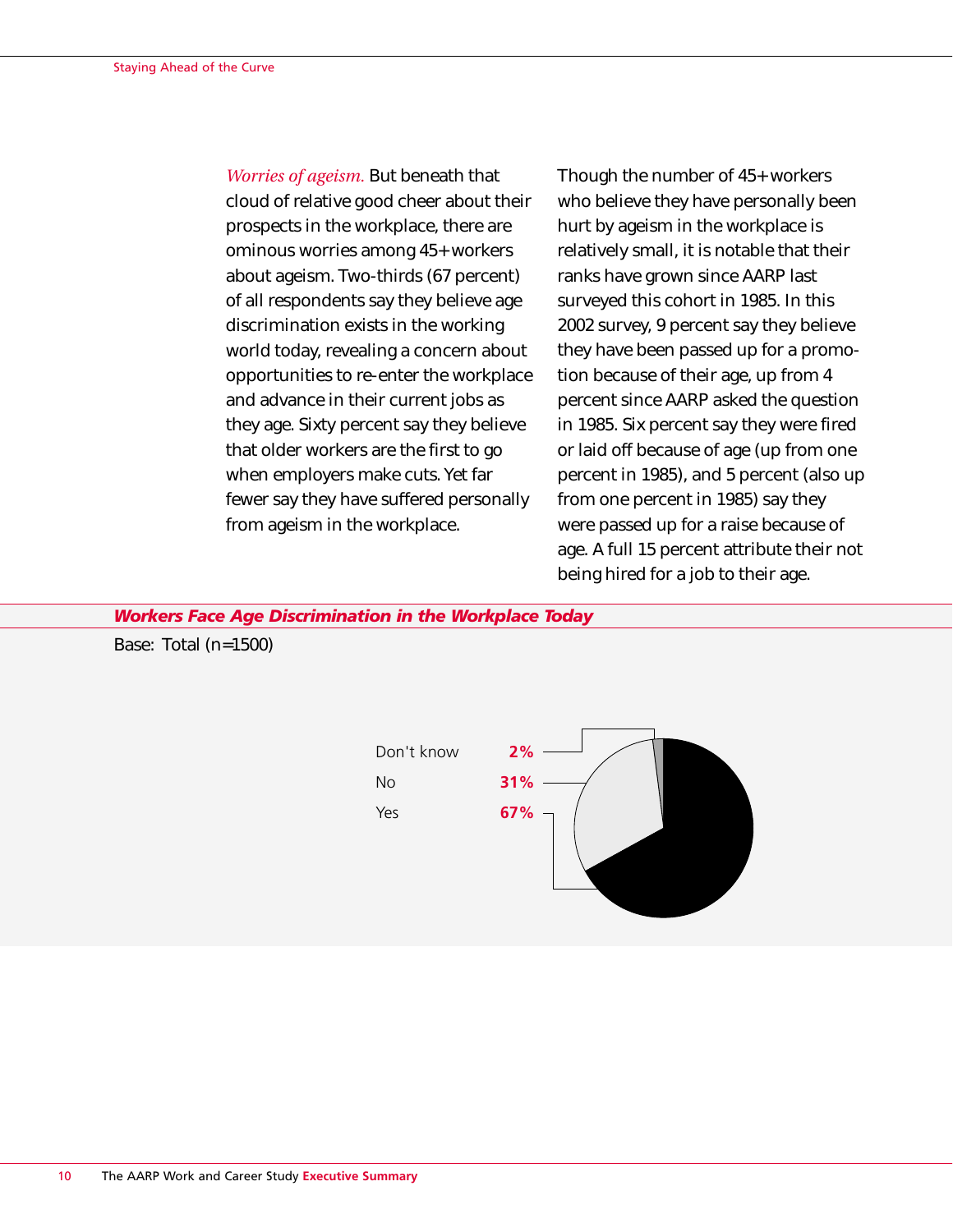*Worries of ageism.* But beneath that cloud of relative good cheer about their prospects in the workplace, there are ominous worries among 45+ workers about ageism. Two-thirds (67 percent) of all respondents say they believe age discrimination exists in the working world today, revealing a concern about opportunities to re-enter the workplace and advance in their current jobs as they age. Sixty percent say they believe that older workers are the first to go when employers make cuts. Yet far fewer say they have suffered personally from ageism in the workplace.

Though the number of 45+ workers who believe they have personally been hurt by ageism in the workplace is relatively small, it is notable that their ranks have grown since AARP last surveyed this cohort in 1985. In this 2002 survey, 9 percent say they believe they have been passed up for a promotion because of their age, up from 4 percent since AARP asked the question in 1985. Six percent say they were fired or laid off because of age (up from one percent in 1985), and 5 percent (also up from one percent in 1985) say they were passed up for a raise because of age. A full 15 percent attribute their not being hired for a job to their age.

***Workers Face Age Discrimination in the Workplace Today***

Base: Total (n=1500)

| | |
|---|---|
| Don't know | 2% |
| No | 31% |
| Yes | 67% |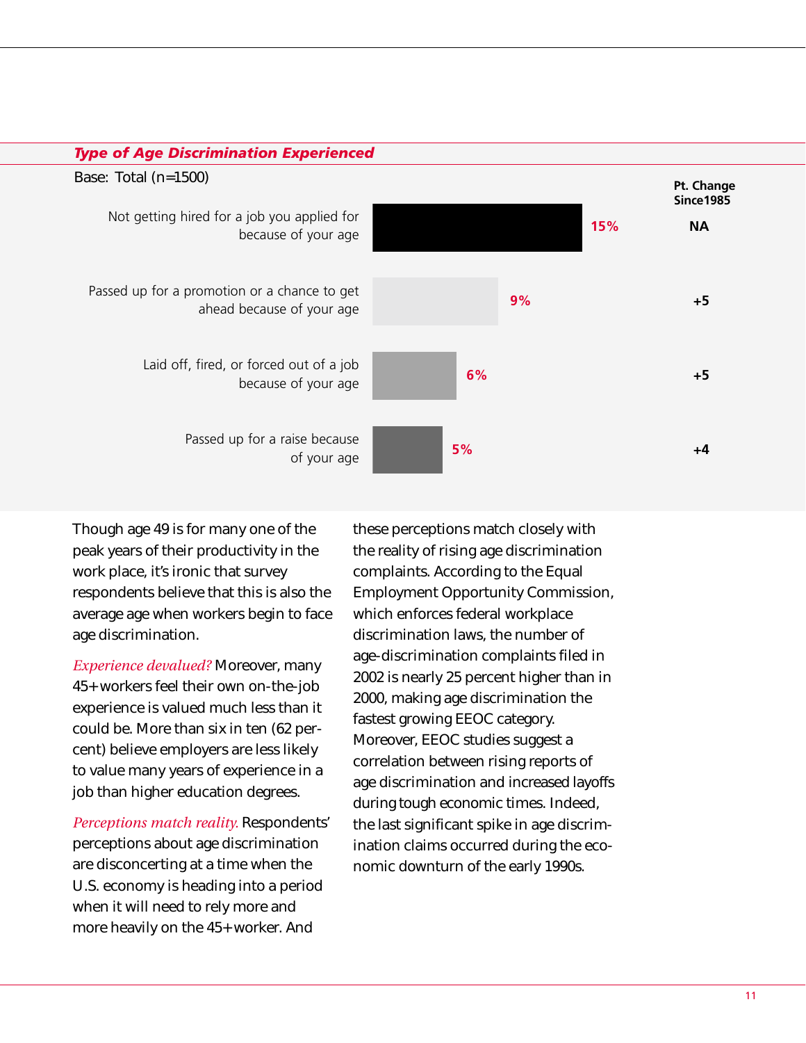### *Type of Age Discrimination Experienced*

Base: Total (n=1500)

| Type | % | Pt. Change Since1985 |
|---|---|---|
| Not getting hired for a job you applied for because of your age | 15% | NA |
| Passed up for a promotion or a chance to get ahead because of your age | 9% | +5 |
| Laid off, fired, or forced out of a job because of your age | 6% | +5 |
| Passed up for a raise because of your age | 5% | +4 |

Though age 49 is for many one of the peak years of their productivity in the work place, it's ironic that survey respondents believe that this is also the average age when workers begin to face age discrimination.

*Experience devalued?* Moreover, many 45+ workers feel their own on-the-job experience is valued much less than it could be. More than six in ten (62 percent) believe employers are less likely to value many years of experience in a job than higher education degrees.

*Perceptions match reality.* Respondents' perceptions about age discrimination are disconcerting at a time when the U.S. economy is heading into a period when it will need to rely more and more heavily on the 45+ worker. And these perceptions match closely with the reality of rising age discrimination complaints. According to the Equal Employment Opportunity Commission, which enforces federal workplace discrimination laws, the number of age-discrimination complaints filed in 2002 is nearly 25 percent higher than in 2000, making age discrimination the fastest growing EEOC category. Moreover, EEOC studies suggest a correlation between rising reports of age discrimination and increased layoffs during tough economic times. Indeed, the last significant spike in age discrimination claims occurred during the economic downturn of the early 1990s.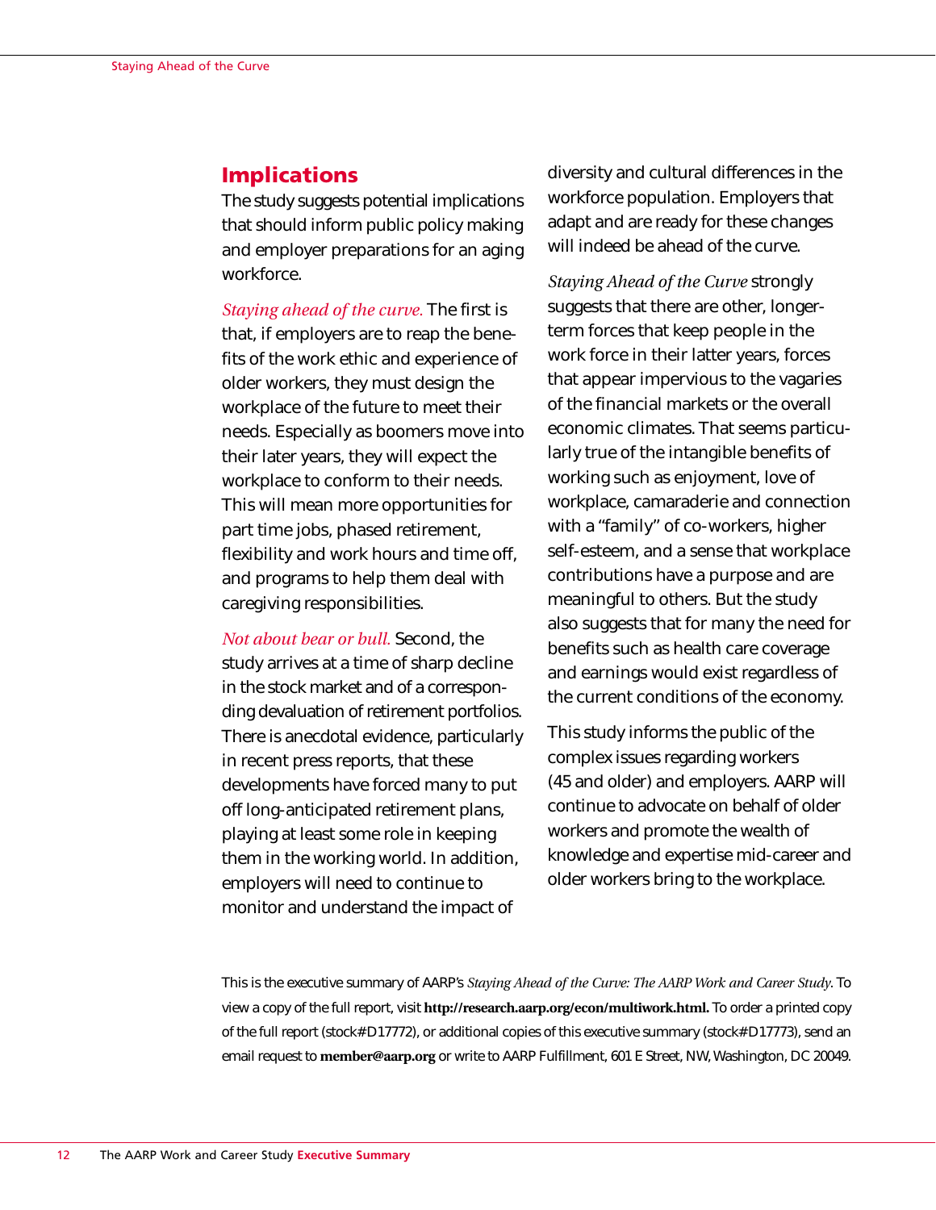## Implications

The study suggests potential implications that should inform public policy making and employer preparations for an aging workforce.

*Staying ahead of the curve.* The first is that, if employers are to reap the benefits of the work ethic and experience of older workers, they must design the workplace of the future to meet their needs. Especially as boomers move into their later years, they will expect the workplace to conform to their needs. This will mean more opportunities for part time jobs, phased retirement, flexibility and work hours and time off, and programs to help them deal with caregiving responsibilities.

*Not about bear or bull.* Second, the study arrives at a time of sharp decline in the stock market and of a corresponding devaluation of retirement portfolios. There is anecdotal evidence, particularly in recent press reports, that these developments have forced many to put off long-anticipated retirement plans, playing at least some role in keeping them in the working world. In addition, employers will need to continue to monitor and understand the impact of diversity and cultural differences in the workforce population. Employers that adapt and are ready for these changes will indeed be ahead of the curve.

*Staying Ahead of the Curve* strongly suggests that there are other, longer-term forces that keep people in the work force in their latter years, forces that appear impervious to the vagaries of the financial markets or the overall economic climates. That seems particularly true of the intangible benefits of working such as enjoyment, love of workplace, camaraderie and connection with a "family" of co-workers, higher self-esteem, and a sense that workplace contributions have a purpose and are meaningful to others. But the study also suggests that for many the need for benefits such as health care coverage and earnings would exist regardless of the current conditions of the economy.

This study informs the public of the complex issues regarding workers (45 and older) and employers. AARP will continue to advocate on behalf of older workers and promote the wealth of knowledge and expertise mid-career and older workers bring to the workplace.

This is the executive summary of AARP's *Staying Ahead of the Curve: The AARP Work and Career Study*. To view a copy of the full report, visit **http://research.aarp.org/econ/multiwork.html.** To order a printed copy of the full report (stock#D17772), or additional copies of this executive summary (stock#D17773), send an email request to **member@aarp.org** or write to AARP Fulfillment, 601 E Street, NW, Washington, DC 20049.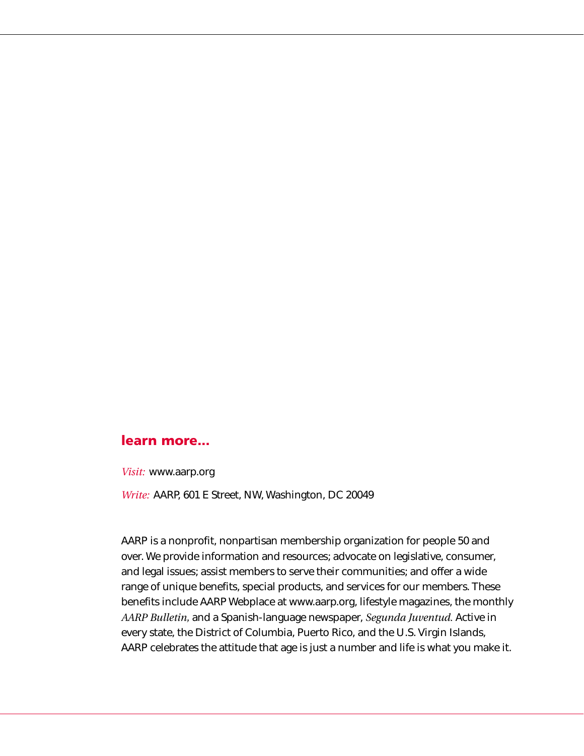## learn more...

*Visit:* www.aarp.org

*Write:* AARP, 601 E Street, NW, Washington, DC 20049

AARP is a nonprofit, nonpartisan membership organization for people 50 and over. We provide information and resources; advocate on legislative, consumer, and legal issues; assist members to serve their communities; and offer a wide range of unique benefits, special products, and services for our members. These benefits include AARP Webplace at www.aarp.org, lifestyle magazines, the monthly *AARP Bulletin*, and a Spanish-language newspaper, *Segunda Juventud.* Active in every state, the District of Columbia, Puerto Rico, and the U.S. Virgin Islands, AARP celebrates the attitude that age is just a number and life is what you make it.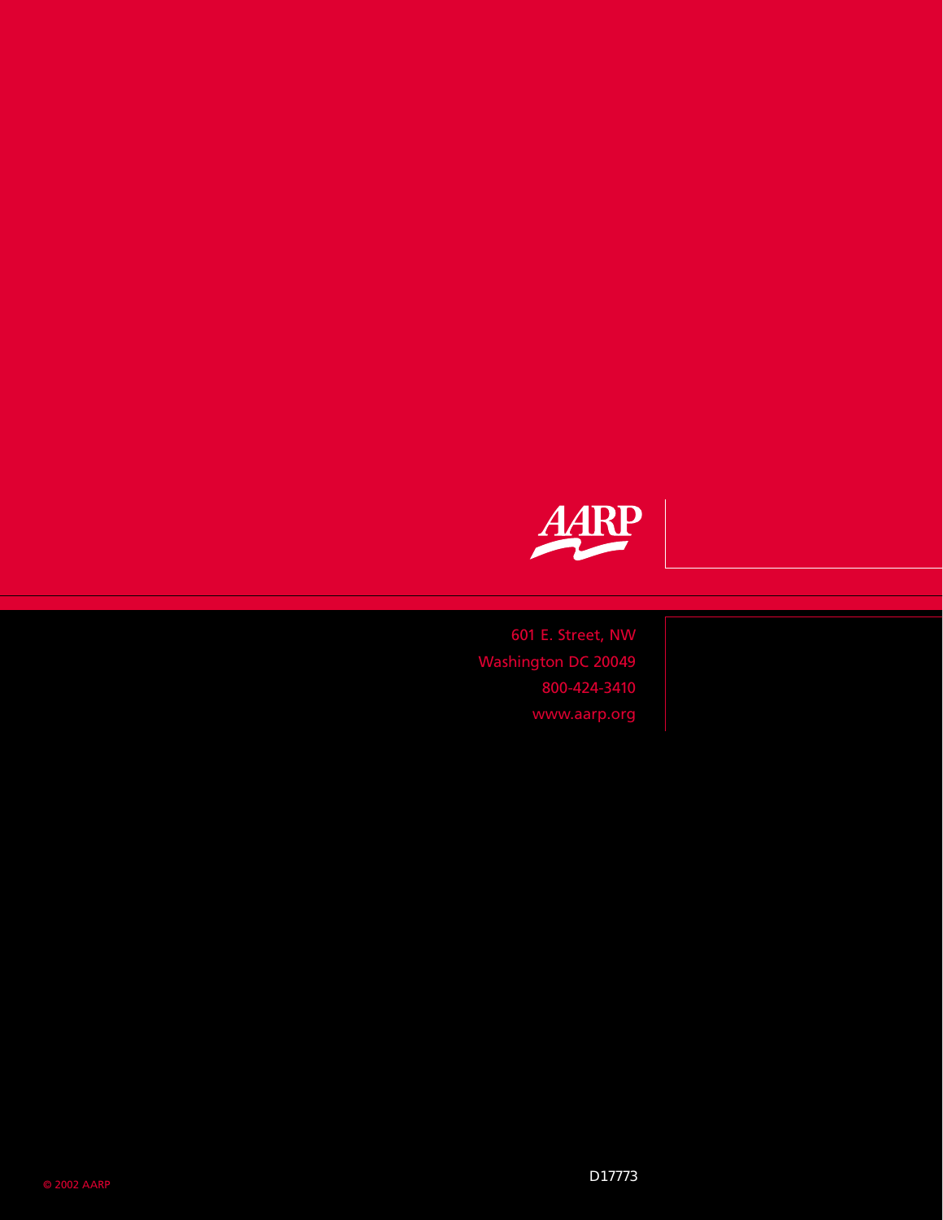AARP

601 E. Street, NW
Washington DC 20049
800-424-3410
www.aarp.org

© 2002 AARP

D17773